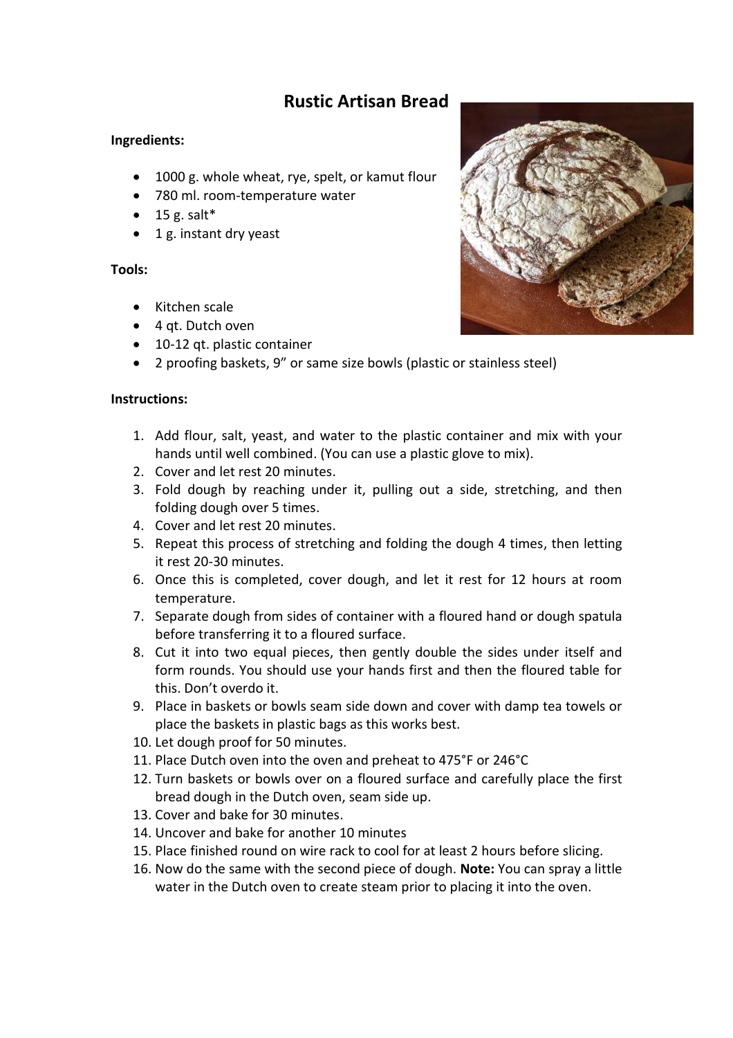# Rustic Artisan Bread

**Ingredients:**

- 1000 g. whole wheat, rye, spelt, or kamut flour
- 780 ml. room-temperature water
- 15 g. salt*
- 1 g. instant dry yeast

**Tools:**

- Kitchen scale
- 4 qt. Dutch oven
- 10-12 qt. plastic container
- 2 proofing baskets, 9" or same size bowls (plastic or stainless steel)

**Instructions:**

1. Add flour, salt, yeast, and water to the plastic container and mix with your hands until well combined. (You can use a plastic glove to mix).
2. Cover and let rest 20 minutes.
3. Fold dough by reaching under it, pulling out a side, stretching, and then folding dough over 5 times.
4. Cover and let rest 20 minutes.
5. Repeat this process of stretching and folding the dough 4 times, then letting it rest 20-30 minutes.
6. Once this is completed, cover dough, and let it rest for 12 hours at room temperature.
7. Separate dough from sides of container with a floured hand or dough spatula before transferring it to a floured surface.
8. Cut it into two equal pieces, then gently double the sides under itself and form rounds. You should use your hands first and then the floured table for this. Don't overdo it.
9. Place in baskets or bowls seam side down and cover with damp tea towels or place the baskets in plastic bags as this works best.
10. Let dough proof for 50 minutes.
11. Place Dutch oven into the oven and preheat to 475°F or 246°C
12. Turn baskets or bowls over on a floured surface and carefully place the first bread dough in the Dutch oven, seam side up.
13. Cover and bake for 30 minutes.
14. Uncover and bake for another 10 minutes
15. Place finished round on wire rack to cool for at least 2 hours before slicing.
16. Now do the same with the second piece of dough. **Note:** You can spray a little water in the Dutch oven to create steam prior to placing it into the oven.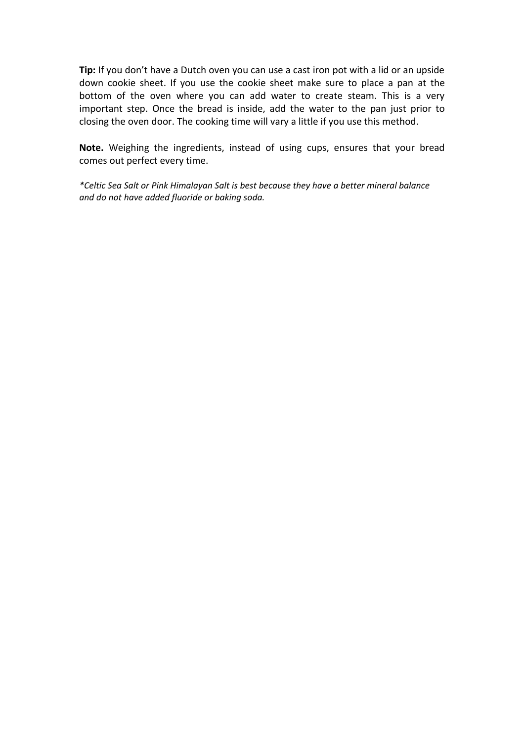**Tip:** If you don't have a Dutch oven you can use a cast iron pot with a lid or an upside down cookie sheet. If you use the cookie sheet make sure to place a pan at the bottom of the oven where you can add water to create steam. This is a very important step. Once the bread is inside, add the water to the pan just prior to closing the oven door. The cooking time will vary a little if you use this method.

**Note.** Weighing the ingredients, instead of using cups, ensures that your bread comes out perfect every time.

*\*Celtic Sea Salt or Pink Himalayan Salt is best because they have a better mineral balance and do not have added fluoride or baking soda.*